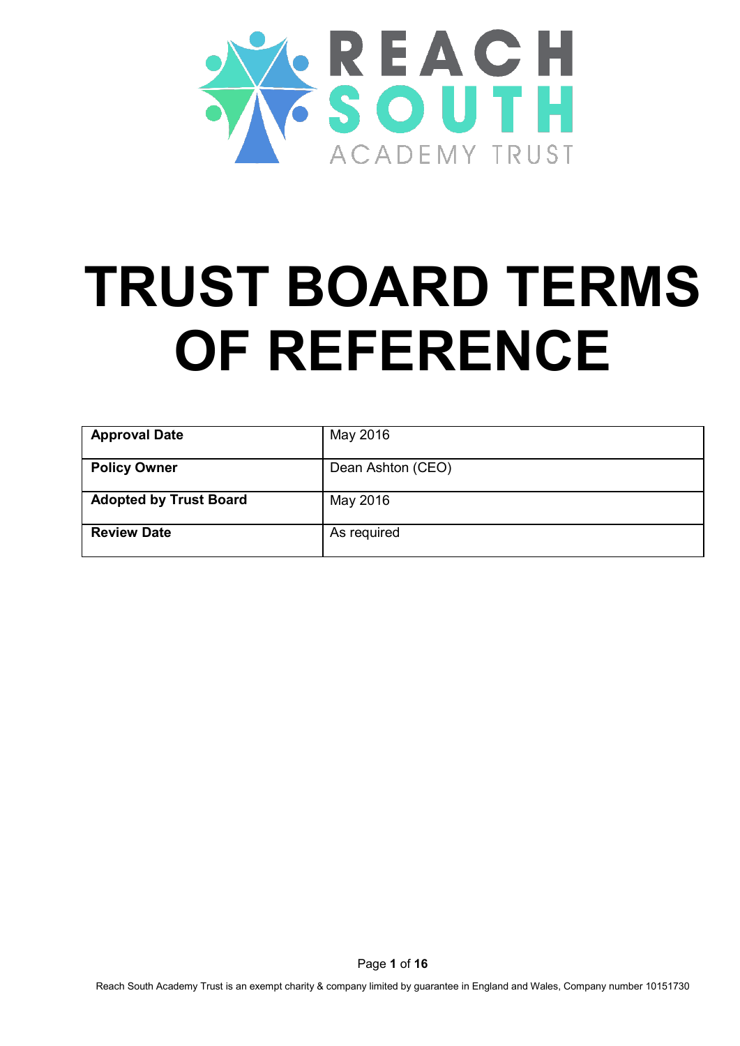REACH SOUTH ACADEMY TRUST

# TRUST BOARD TERMS OF REFERENCE

| **Approval Date** | May 2016 |
|---|---|
| **Policy Owner** | Dean Ashton (CEO) |
| **Adopted by Trust Board** | May 2016 |
| **Review Date** | As required |

Reach South Academy Trust is an exempt charity & company limited by guarantee in England and Wales, Company number 10151730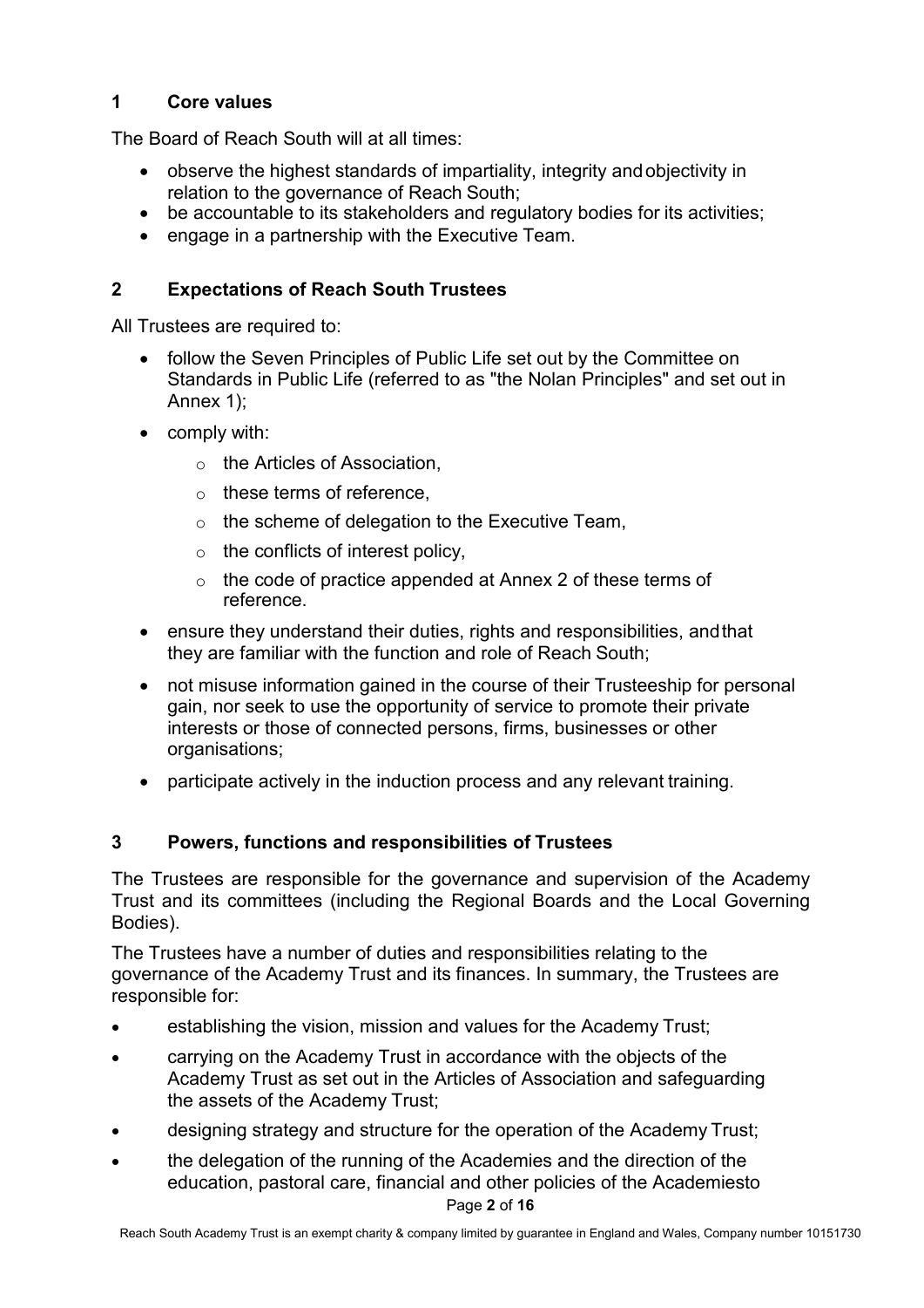## 1 Core values

The Board of Reach South will at all times:

- observe the highest standards of impartiality, integrity and objectivity in relation to the governance of Reach South;
- be accountable to its stakeholders and regulatory bodies for its activities;
- engage in a partnership with the Executive Team.

## 2 Expectations of Reach South Trustees

All Trustees are required to:

- follow the Seven Principles of Public Life set out by the Committee on Standards in Public Life (referred to as "the Nolan Principles" and set out in Annex 1);
- comply with:
  - the Articles of Association,
  - these terms of reference,
  - the scheme of delegation to the Executive Team,
  - the conflicts of interest policy,
  - the code of practice appended at Annex 2 of these terms of reference.
- ensure they understand their duties, rights and responsibilities, and that they are familiar with the function and role of Reach South;
- not misuse information gained in the course of their Trusteeship for personal gain, nor seek to use the opportunity of service to promote their private interests or those of connected persons, firms, businesses or other organisations;
- participate actively in the induction process and any relevant training.

## 3 Powers, functions and responsibilities of Trustees

The Trustees are responsible for the governance and supervision of the Academy Trust and its committees (including the Regional Boards and the Local Governing Bodies).

The Trustees have a number of duties and responsibilities relating to the governance of the Academy Trust and its finances. In summary, the Trustees are responsible for:

- establishing the vision, mission and values for the Academy Trust;
- carrying on the Academy Trust in accordance with the objects of the Academy Trust as set out in the Articles of Association and safeguarding the assets of the Academy Trust;
- designing strategy and structure for the operation of the Academy Trust;
- the delegation of the running of the Academies and the direction of the education, pastoral care, financial and other policies of the Academiesto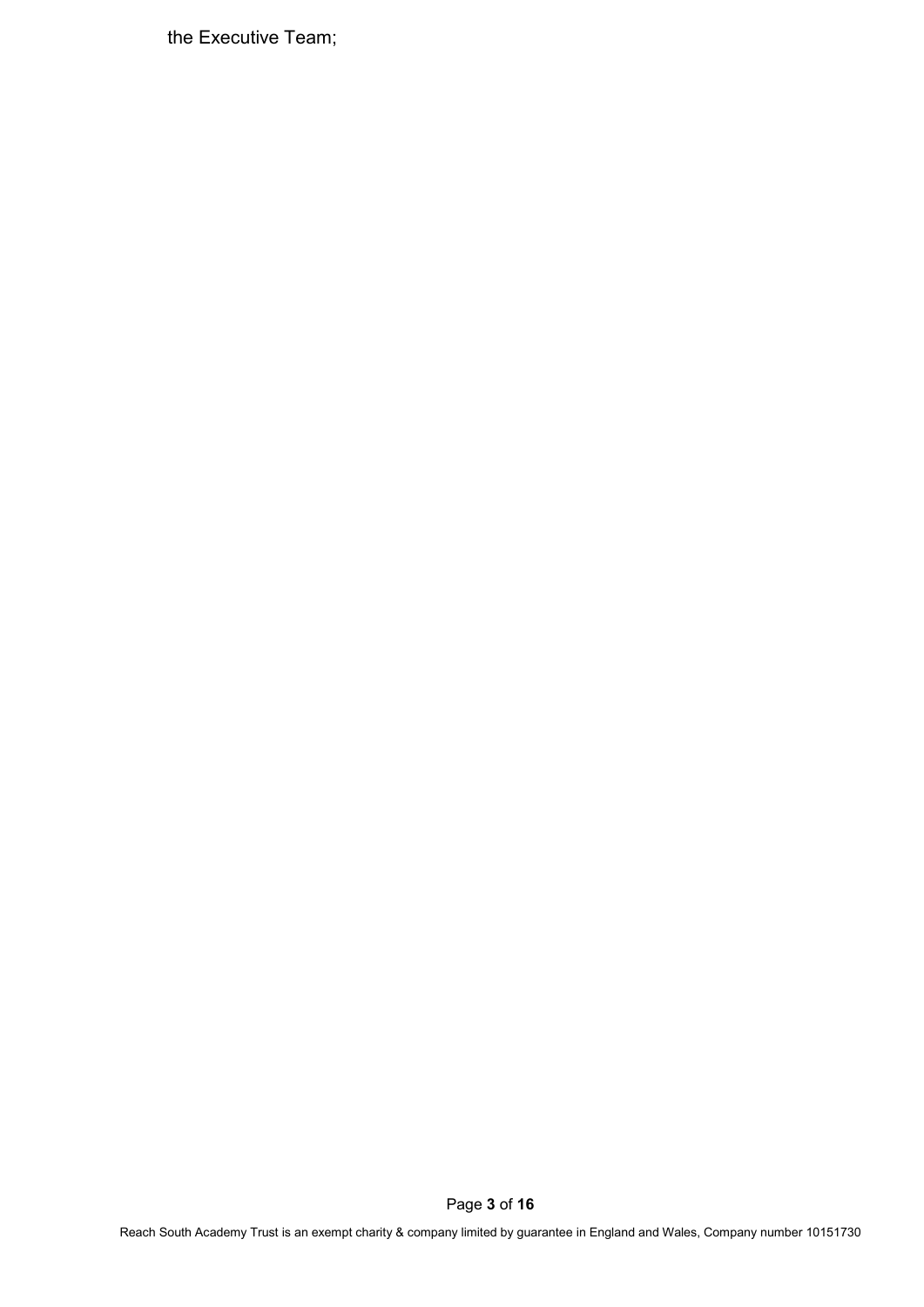the Executive Team;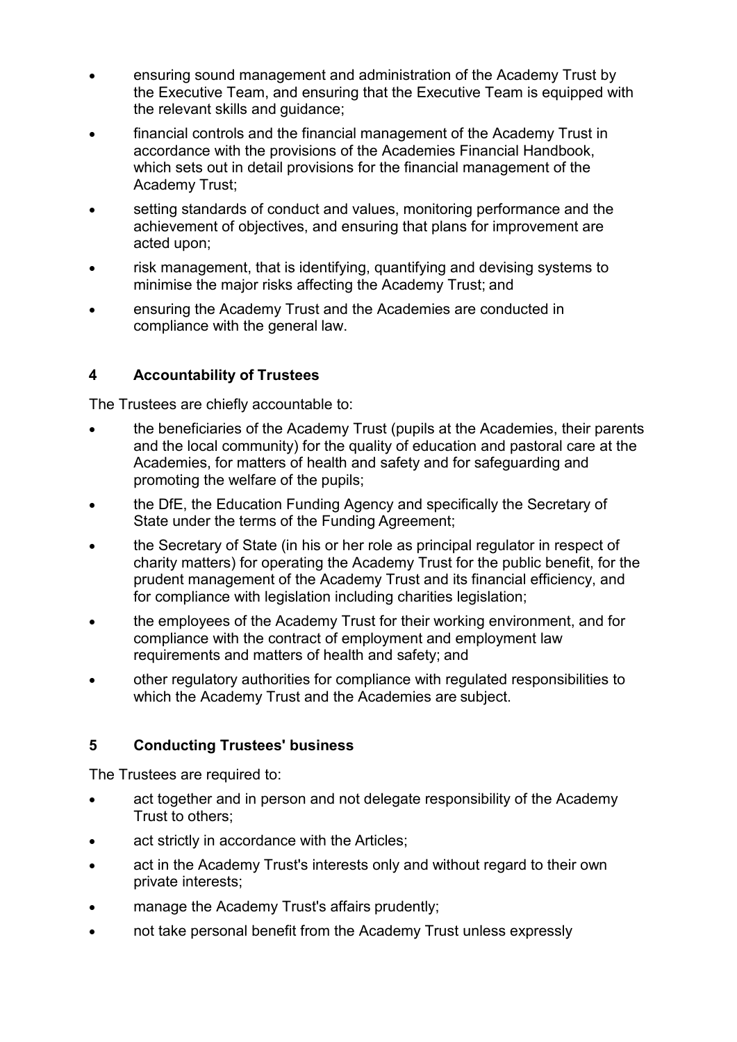- ensuring sound management and administration of the Academy Trust by the Executive Team, and ensuring that the Executive Team is equipped with the relevant skills and guidance;
- financial controls and the financial management of the Academy Trust in accordance with the provisions of the Academies Financial Handbook, which sets out in detail provisions for the financial management of the Academy Trust;
- setting standards of conduct and values, monitoring performance and the achievement of objectives, and ensuring that plans for improvement are acted upon;
- risk management, that is identifying, quantifying and devising systems to minimise the major risks affecting the Academy Trust; and
- ensuring the Academy Trust and the Academies are conducted in compliance with the general law.

## 4 Accountability of Trustees

The Trustees are chiefly accountable to:

- the beneficiaries of the Academy Trust (pupils at the Academies, their parents and the local community) for the quality of education and pastoral care at the Academies, for matters of health and safety and for safeguarding and promoting the welfare of the pupils;
- the DfE, the Education Funding Agency and specifically the Secretary of State under the terms of the Funding Agreement;
- the Secretary of State (in his or her role as principal regulator in respect of charity matters) for operating the Academy Trust for the public benefit, for the prudent management of the Academy Trust and its financial efficiency, and for compliance with legislation including charities legislation;
- the employees of the Academy Trust for their working environment, and for compliance with the contract of employment and employment law requirements and matters of health and safety; and
- other regulatory authorities for compliance with regulated responsibilities to which the Academy Trust and the Academies are subject.

## 5 Conducting Trustees' business

The Trustees are required to:

- act together and in person and not delegate responsibility of the Academy Trust to others;
- act strictly in accordance with the Articles;
- act in the Academy Trust's interests only and without regard to their own private interests;
- manage the Academy Trust's affairs prudently;
- not take personal benefit from the Academy Trust unless expressly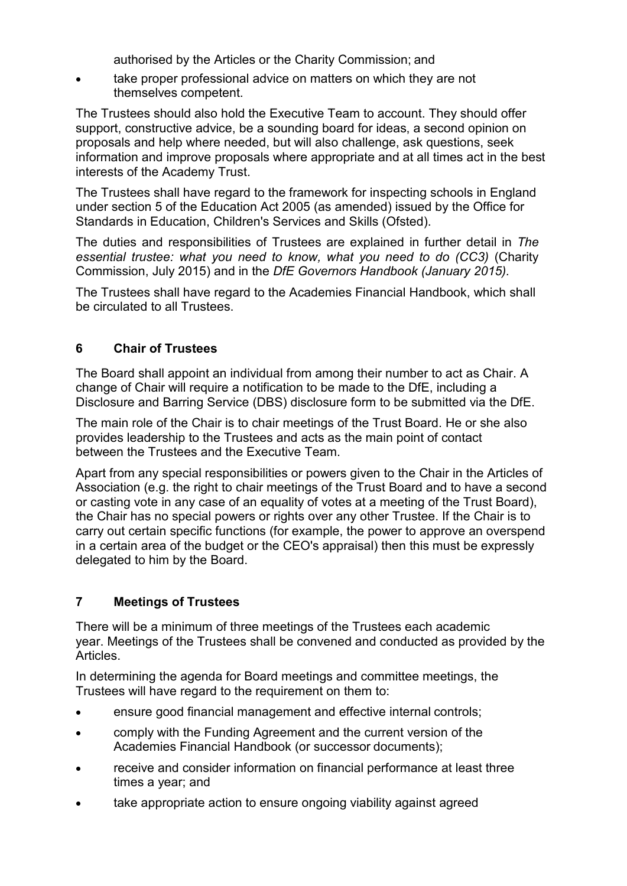authorised by the Articles or the Charity Commission; and

- take proper professional advice on matters on which they are not themselves competent.

The Trustees should also hold the Executive Team to account. They should offer support, constructive advice, be a sounding board for ideas, a second opinion on proposals and help where needed, but will also challenge, ask questions, seek information and improve proposals where appropriate and at all times act in the best interests of the Academy Trust.

The Trustees shall have regard to the framework for inspecting schools in England under section 5 of the Education Act 2005 (as amended) issued by the Office for Standards in Education, Children's Services and Skills (Ofsted).

The duties and responsibilities of Trustees are explained in further detail in *The essential trustee: what you need to know, what you need to do (CC3)* (Charity Commission, July 2015) and in the *DfE Governors Handbook (January 2015).*

The Trustees shall have regard to the Academies Financial Handbook, which shall be circulated to all Trustees.

## 6 Chair of Trustees

The Board shall appoint an individual from among their number to act as Chair. A change of Chair will require a notification to be made to the DfE, including a Disclosure and Barring Service (DBS) disclosure form to be submitted via the DfE.

The main role of the Chair is to chair meetings of the Trust Board. He or she also provides leadership to the Trustees and acts as the main point of contact between the Trustees and the Executive Team.

Apart from any special responsibilities or powers given to the Chair in the Articles of Association (e.g. the right to chair meetings of the Trust Board and to have a second or casting vote in any case of an equality of votes at a meeting of the Trust Board), the Chair has no special powers or rights over any other Trustee. If the Chair is to carry out certain specific functions (for example, the power to approve an overspend in a certain area of the budget or the CEO's appraisal) then this must be expressly delegated to him by the Board.

## 7 Meetings of Trustees

There will be a minimum of three meetings of the Trustees each academic year. Meetings of the Trustees shall be convened and conducted as provided by the Articles.

In determining the agenda for Board meetings and committee meetings, the Trustees will have regard to the requirement on them to:

- ensure good financial management and effective internal controls;
- comply with the Funding Agreement and the current version of the Academies Financial Handbook (or successor documents);
- receive and consider information on financial performance at least three times a year; and
- take appropriate action to ensure ongoing viability against agreed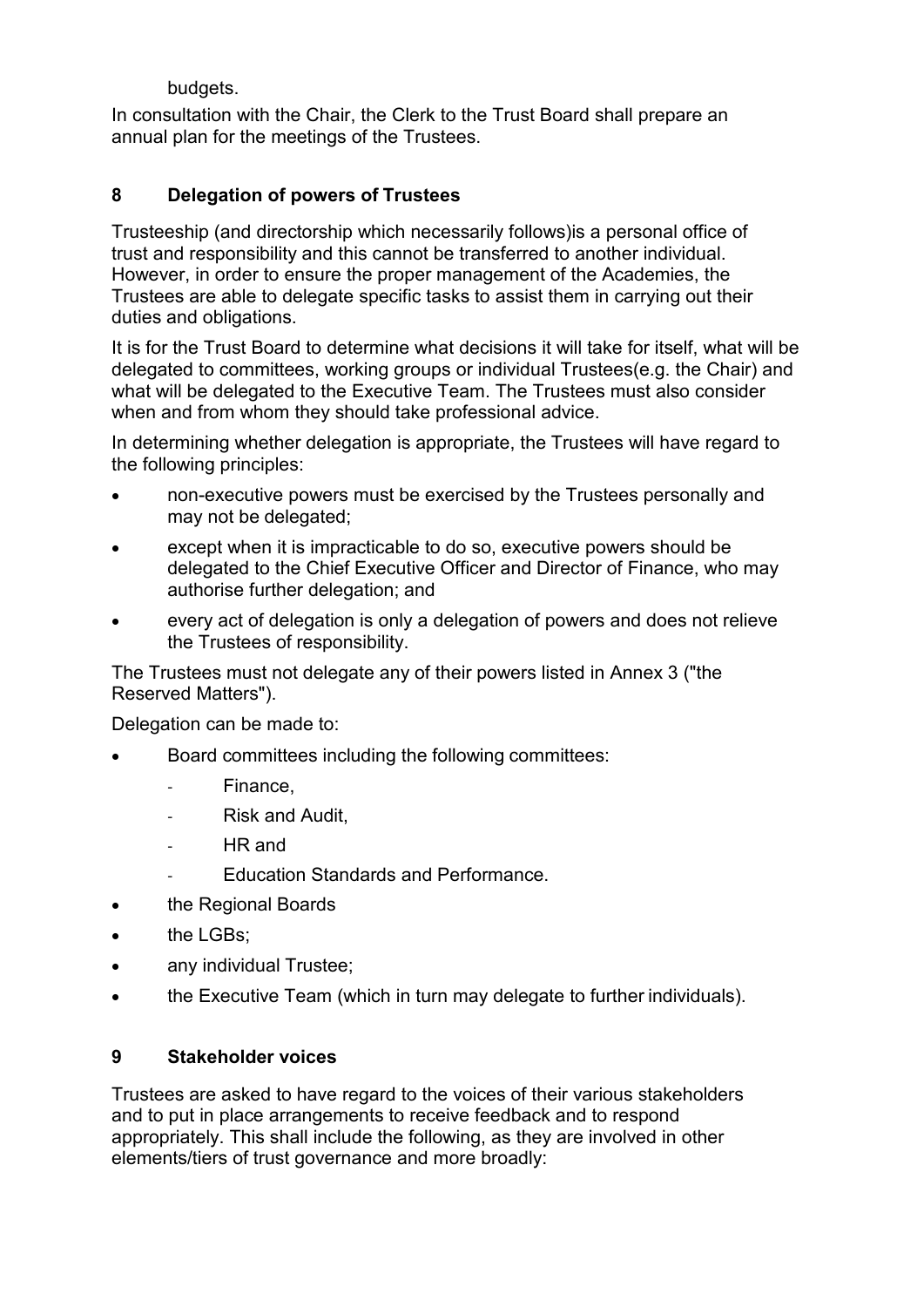budgets.

In consultation with the Chair, the Clerk to the Trust Board shall prepare an annual plan for the meetings of the Trustees.

## 8 Delegation of powers of Trustees

Trusteeship (and directorship which necessarily follows)is a personal office of trust and responsibility and this cannot be transferred to another individual. However, in order to ensure the proper management of the Academies, the Trustees are able to delegate specific tasks to assist them in carrying out their duties and obligations.

It is for the Trust Board to determine what decisions it will take for itself, what will be delegated to committees, working groups or individual Trustees(e.g. the Chair) and what will be delegated to the Executive Team. The Trustees must also consider when and from whom they should take professional advice.

In determining whether delegation is appropriate, the Trustees will have regard to the following principles:

- non-executive powers must be exercised by the Trustees personally and may not be delegated;
- except when it is impracticable to do so, executive powers should be delegated to the Chief Executive Officer and Director of Finance, who may authorise further delegation; and
- every act of delegation is only a delegation of powers and does not relieve the Trustees of responsibility.

The Trustees must not delegate any of their powers listed in Annex 3 ("the Reserved Matters").

Delegation can be made to:

- Board committees including the following committees:
  - Finance,
  - Risk and Audit,
  - HR and
  - Education Standards and Performance.
- the Regional Boards
- the LGBs;
- any individual Trustee;
- the Executive Team (which in turn may delegate to further individuals).

## 9 Stakeholder voices

Trustees are asked to have regard to the voices of their various stakeholders and to put in place arrangements to receive feedback and to respond appropriately. This shall include the following, as they are involved in other elements/tiers of trust governance and more broadly: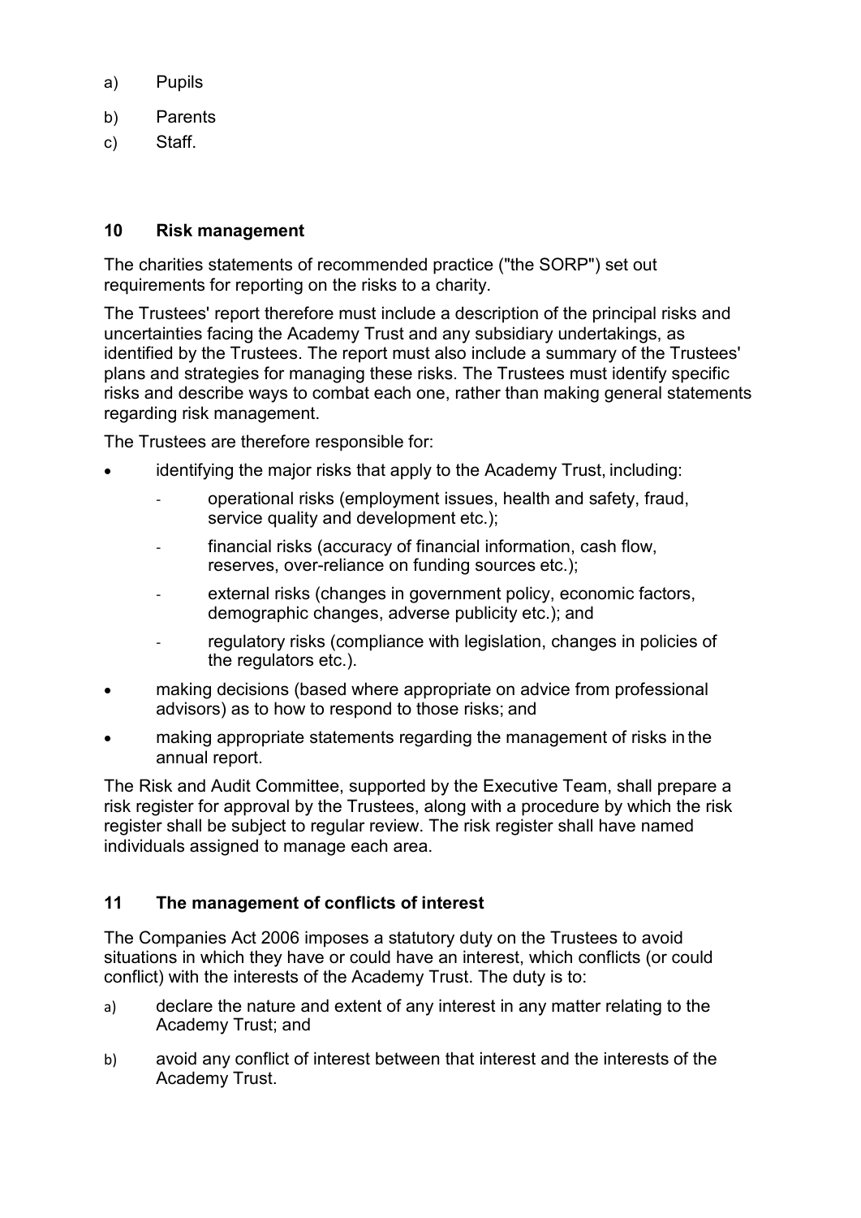a) Pupils
b) Parents
c) Staff.

## 10 Risk management

The charities statements of recommended practice ("the SORP") set out requirements for reporting on the risks to a charity.

The Trustees' report therefore must include a description of the principal risks and uncertainties facing the Academy Trust and any subsidiary undertakings, as identified by the Trustees. The report must also include a summary of the Trustees' plans and strategies for managing these risks. The Trustees must identify specific risks and describe ways to combat each one, rather than making general statements regarding risk management.

The Trustees are therefore responsible for:

- identifying the major risks that apply to the Academy Trust, including:
  - operational risks (employment issues, health and safety, fraud, service quality and development etc.);
  - financial risks (accuracy of financial information, cash flow, reserves, over-reliance on funding sources etc.);
  - external risks (changes in government policy, economic factors, demographic changes, adverse publicity etc.); and
  - regulatory risks (compliance with legislation, changes in policies of the regulators etc.).
- making decisions (based where appropriate on advice from professional advisors) as to how to respond to those risks; and
- making appropriate statements regarding the management of risks in the annual report.

The Risk and Audit Committee, supported by the Executive Team, shall prepare a risk register for approval by the Trustees, along with a procedure by which the risk register shall be subject to regular review. The risk register shall have named individuals assigned to manage each area.

## 11 The management of conflicts of interest

The Companies Act 2006 imposes a statutory duty on the Trustees to avoid situations in which they have or could have an interest, which conflicts (or could conflict) with the interests of the Academy Trust. The duty is to:

a) declare the nature and extent of any interest in any matter relating to the Academy Trust; and

b) avoid any conflict of interest between that interest and the interests of the Academy Trust.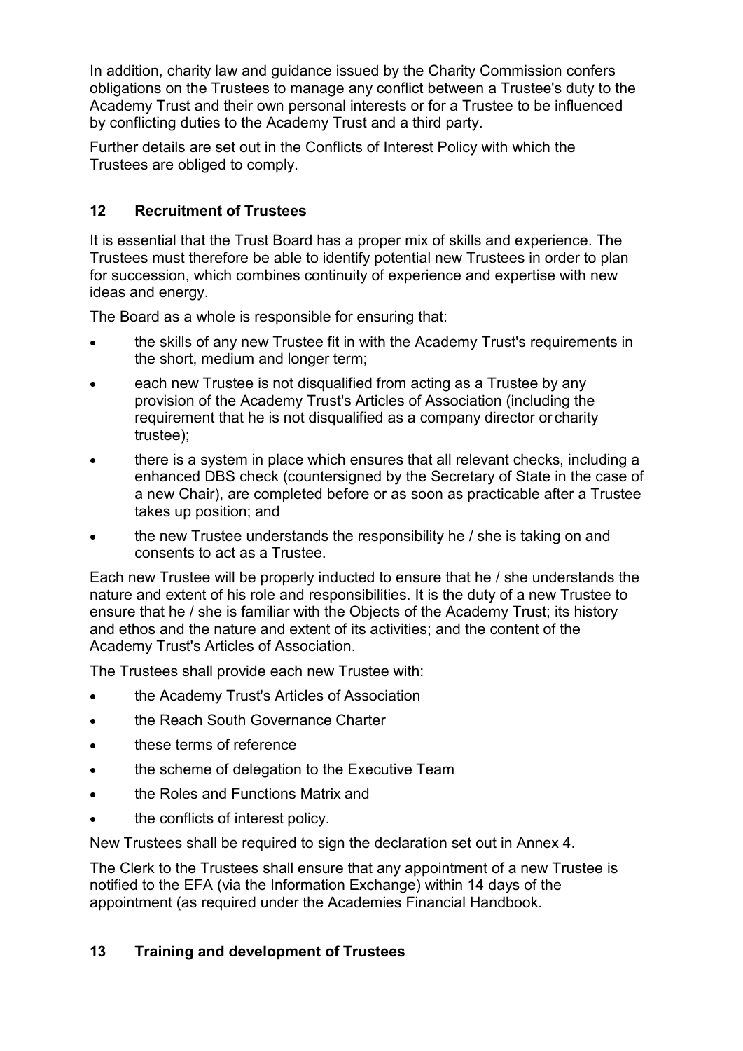In addition, charity law and guidance issued by the Charity Commission confers obligations on the Trustees to manage any conflict between a Trustee's duty to the Academy Trust and their own personal interests or for a Trustee to be influenced by conflicting duties to the Academy Trust and a third party.

Further details are set out in the Conflicts of Interest Policy with which the Trustees are obliged to comply.

## 12 Recruitment of Trustees

It is essential that the Trust Board has a proper mix of skills and experience. The Trustees must therefore be able to identify potential new Trustees in order to plan for succession, which combines continuity of experience and expertise with new ideas and energy.

The Board as a whole is responsible for ensuring that:

- the skills of any new Trustee fit in with the Academy Trust's requirements in the short, medium and longer term;
- each new Trustee is not disqualified from acting as a Trustee by any provision of the Academy Trust's Articles of Association (including the requirement that he is not disqualified as a company director or charity trustee);
- there is a system in place which ensures that all relevant checks, including a enhanced DBS check (countersigned by the Secretary of State in the case of a new Chair), are completed before or as soon as practicable after a Trustee takes up position; and
- the new Trustee understands the responsibility he / she is taking on and consents to act as a Trustee.

Each new Trustee will be properly inducted to ensure that he / she understands the nature and extent of his role and responsibilities. It is the duty of a new Trustee to ensure that he / she is familiar with the Objects of the Academy Trust; its history and ethos and the nature and extent of its activities; and the content of the Academy Trust's Articles of Association.

The Trustees shall provide each new Trustee with:

- the Academy Trust's Articles of Association
- the Reach South Governance Charter
- these terms of reference
- the scheme of delegation to the Executive Team
- the Roles and Functions Matrix and
- the conflicts of interest policy.

New Trustees shall be required to sign the declaration set out in Annex 4.

The Clerk to the Trustees shall ensure that any appointment of a new Trustee is notified to the EFA (via the Information Exchange) within 14 days of the appointment (as required under the Academies Financial Handbook.

## 13 Training and development of Trustees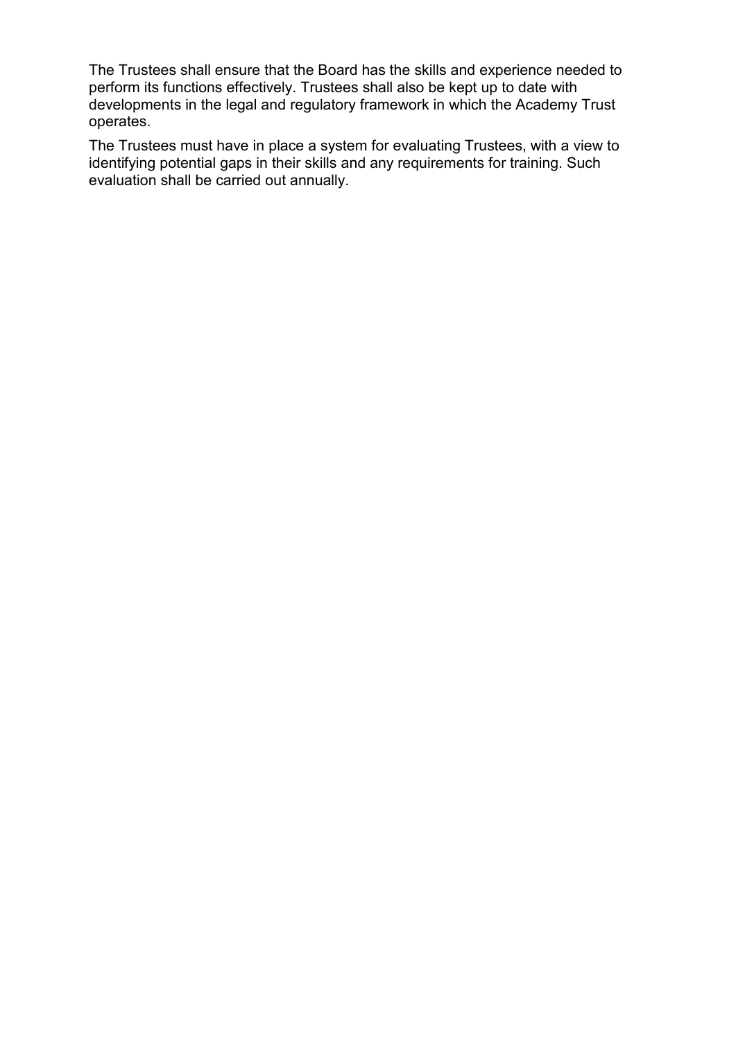The Trustees shall ensure that the Board has the skills and experience needed to perform its functions effectively. Trustees shall also be kept up to date with developments in the legal and regulatory framework in which the Academy Trust operates.

The Trustees must have in place a system for evaluating Trustees, with a view to identifying potential gaps in their skills and any requirements for training. Such evaluation shall be carried out annually.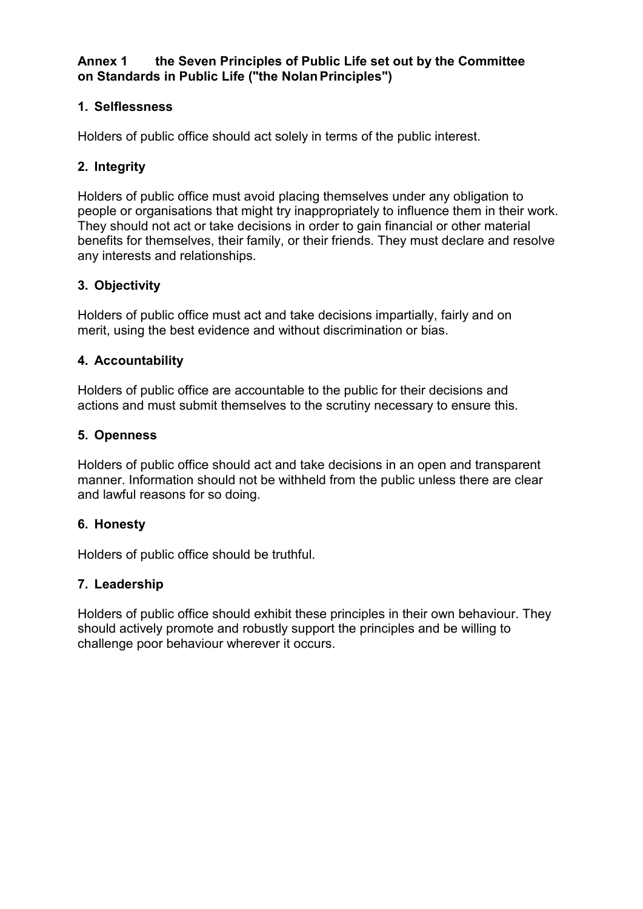## Annex 1 the Seven Principles of Public Life set out by the Committee on Standards in Public Life ("the Nolan Principles")

### 1. Selflessness

Holders of public office should act solely in terms of the public interest.

### 2. Integrity

Holders of public office must avoid placing themselves under any obligation to people or organisations that might try inappropriately to influence them in their work. They should not act or take decisions in order to gain financial or other material benefits for themselves, their family, or their friends. They must declare and resolve any interests and relationships.

### 3. Objectivity

Holders of public office must act and take decisions impartially, fairly and on merit, using the best evidence and without discrimination or bias.

### 4. Accountability

Holders of public office are accountable to the public for their decisions and actions and must submit themselves to the scrutiny necessary to ensure this.

### 5. Openness

Holders of public office should act and take decisions in an open and transparent manner. Information should not be withheld from the public unless there are clear and lawful reasons for so doing.

### 6. Honesty

Holders of public office should be truthful.

### 7. Leadership

Holders of public office should exhibit these principles in their own behaviour. They should actively promote and robustly support the principles and be willing to challenge poor behaviour wherever it occurs.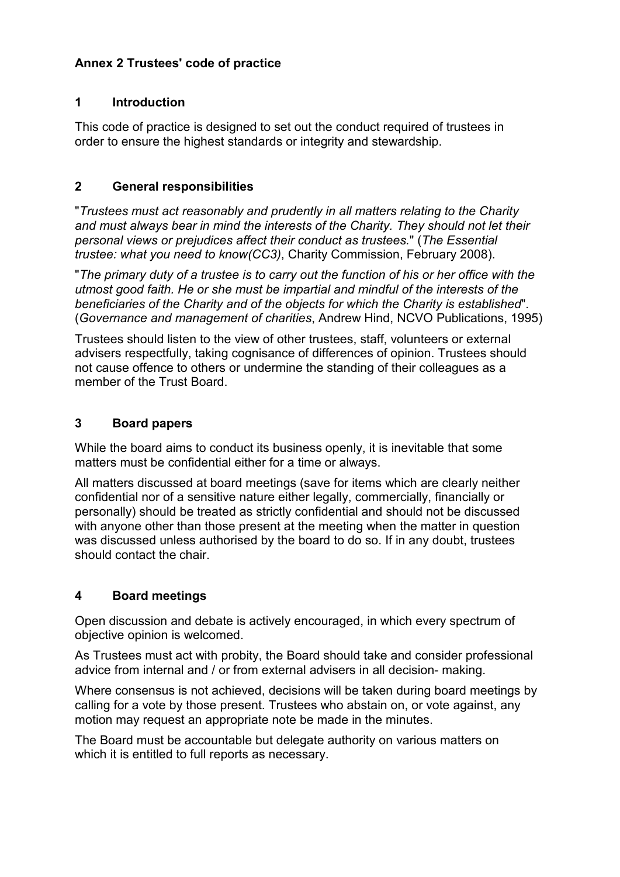# Annex 2 Trustees' code of practice

## 1 Introduction

This code of practice is designed to set out the conduct required of trustees in order to ensure the highest standards or integrity and stewardship.

## 2 General responsibilities

"*Trustees must act reasonably and prudently in all matters relating to the Charity and must always bear in mind the interests of the Charity. They should not let their personal views or prejudices affect their conduct as trustees.*" (*The Essential trustee: what you need to know(CC3)*, Charity Commission, February 2008).

"*The primary duty of a trustee is to carry out the function of his or her office with the utmost good faith. He or she must be impartial and mindful of the interests of the beneficiaries of the Charity and of the objects for which the Charity is established*". (*Governance and management of charities*, Andrew Hind, NCVO Publications, 1995)

Trustees should listen to the view of other trustees, staff, volunteers or external advisers respectfully, taking cognisance of differences of opinion. Trustees should not cause offence to others or undermine the standing of their colleagues as a member of the Trust Board.

## 3 Board papers

While the board aims to conduct its business openly, it is inevitable that some matters must be confidential either for a time or always.

All matters discussed at board meetings (save for items which are clearly neither confidential nor of a sensitive nature either legally, commercially, financially or personally) should be treated as strictly confidential and should not be discussed with anyone other than those present at the meeting when the matter in question was discussed unless authorised by the board to do so. If in any doubt, trustees should contact the chair.

## 4 Board meetings

Open discussion and debate is actively encouraged, in which every spectrum of objective opinion is welcomed.

As Trustees must act with probity, the Board should take and consider professional advice from internal and / or from external advisers in all decision- making.

Where consensus is not achieved, decisions will be taken during board meetings by calling for a vote by those present. Trustees who abstain on, or vote against, any motion may request an appropriate note be made in the minutes.

The Board must be accountable but delegate authority on various matters on which it is entitled to full reports as necessary.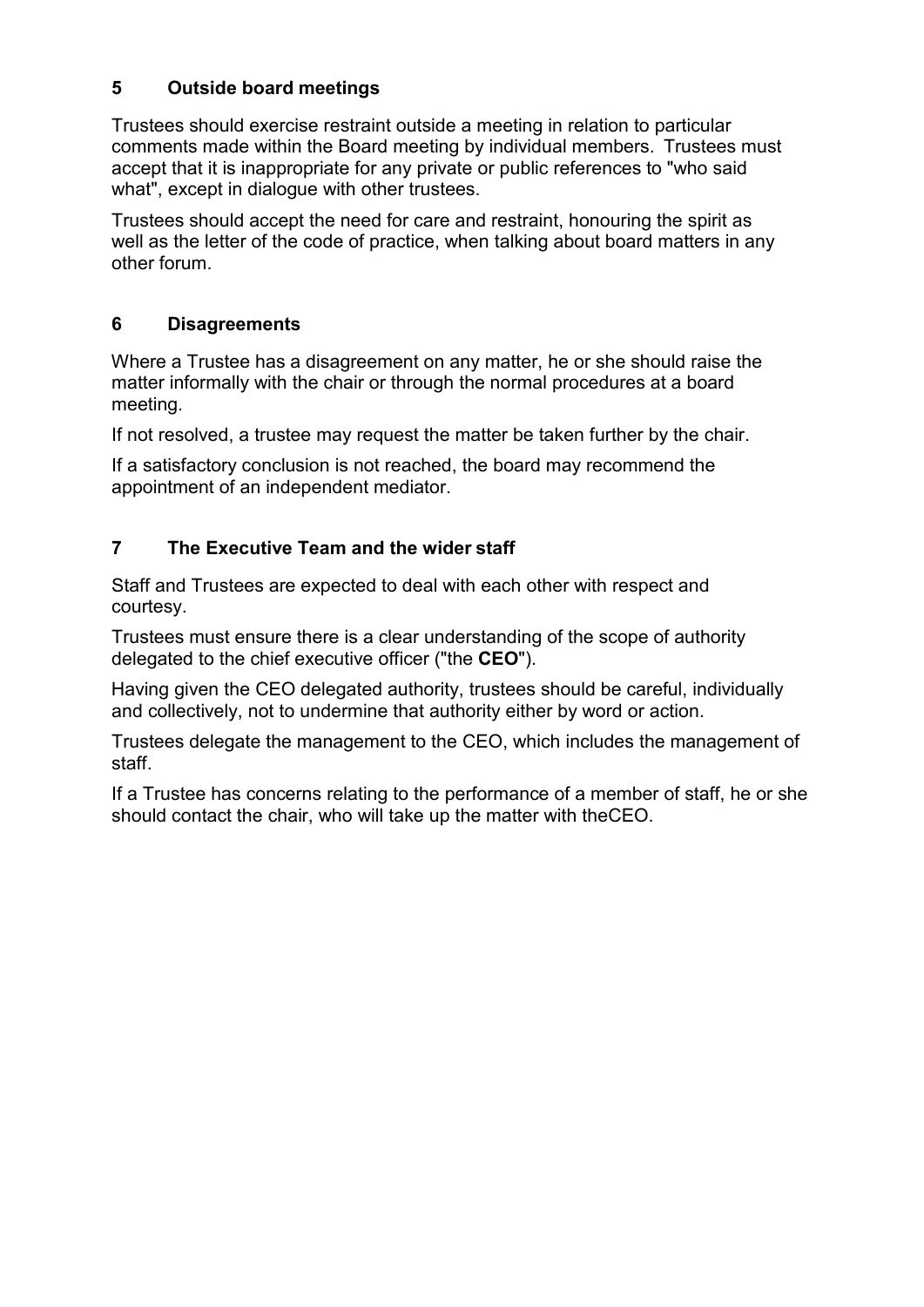## 5 Outside board meetings

Trustees should exercise restraint outside a meeting in relation to particular comments made within the Board meeting by individual members. Trustees must accept that it is inappropriate for any private or public references to "who said what", except in dialogue with other trustees.

Trustees should accept the need for care and restraint, honouring the spirit as well as the letter of the code of practice, when talking about board matters in any other forum.

## 6 Disagreements

Where a Trustee has a disagreement on any matter, he or she should raise the matter informally with the chair or through the normal procedures at a board meeting.

If not resolved, a trustee may request the matter be taken further by the chair.

If a satisfactory conclusion is not reached, the board may recommend the appointment of an independent mediator.

## 7 The Executive Team and the wider staff

Staff and Trustees are expected to deal with each other with respect and courtesy.

Trustees must ensure there is a clear understanding of the scope of authority delegated to the chief executive officer ("the **CEO**").

Having given the CEO delegated authority, trustees should be careful, individually and collectively, not to undermine that authority either by word or action.

Trustees delegate the management to the CEO, which includes the management of staff.

If a Trustee has concerns relating to the performance of a member of staff, he or she should contact the chair, who will take up the matter with theCEO.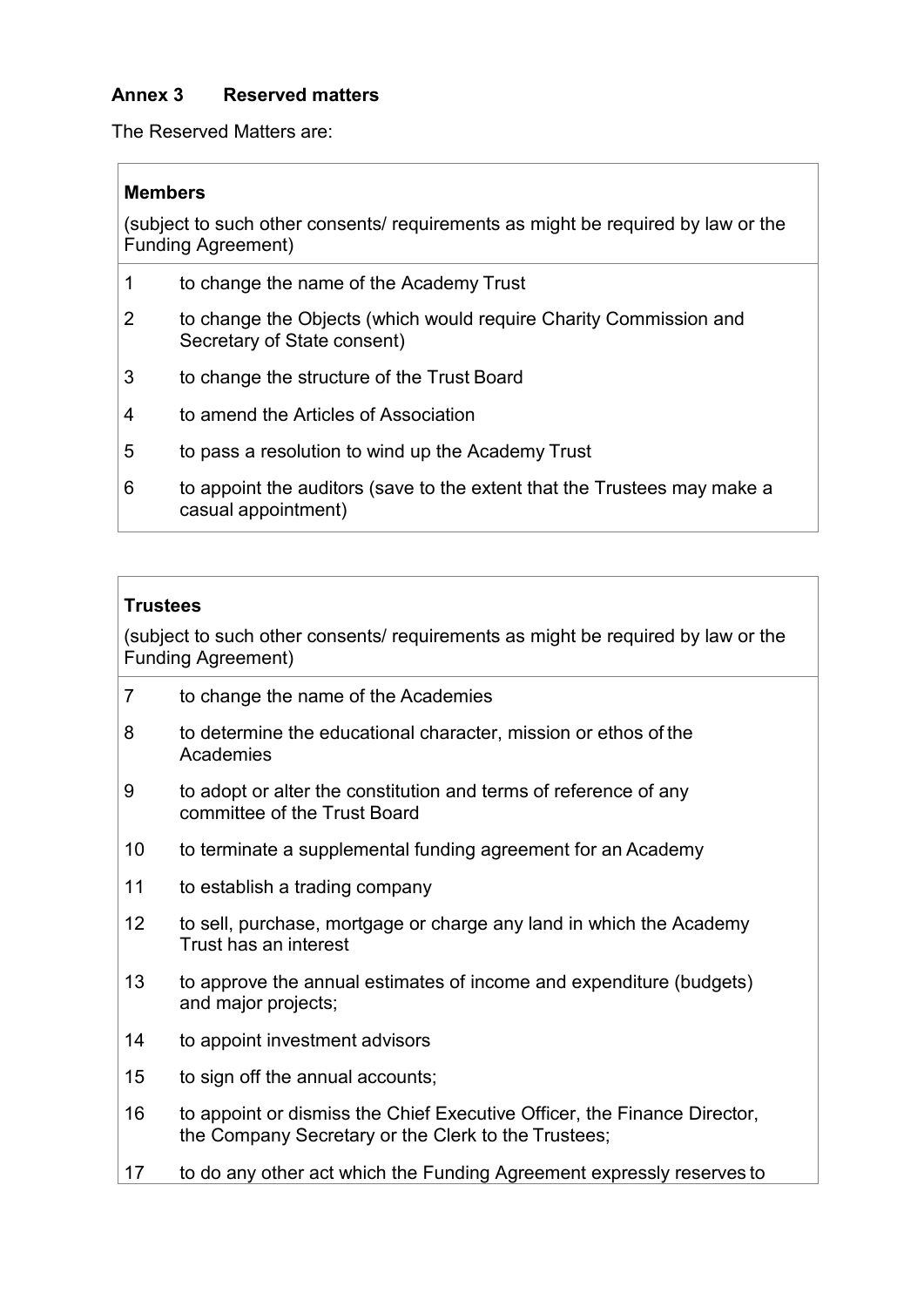## Annex 3 Reserved matters

The Reserved Matters are:

| **Members** | |
|---|---|
| (subject to such other consents/ requirements as might be required by law or the Funding Agreement) | |
| 1 | to change the name of the Academy Trust |
| 2 | to change the Objects (which would require Charity Commission and Secretary of State consent) |
| 3 | to change the structure of the Trust Board |
| 4 | to amend the Articles of Association |
| 5 | to pass a resolution to wind up the Academy Trust |
| 6 | to appoint the auditors (save to the extent that the Trustees may make a casual appointment) |

| **Trustees** | |
|---|---|
| (subject to such other consents/ requirements as might be required by law or the Funding Agreement) | |
| 7 | to change the name of the Academies |
| 8 | to determine the educational character, mission or ethos of the Academies |
| 9 | to adopt or alter the constitution and terms of reference of any committee of the Trust Board |
| 10 | to terminate a supplemental funding agreement for an Academy |
| 11 | to establish a trading company |
| 12 | to sell, purchase, mortgage or charge any land in which the Academy Trust has an interest |
| 13 | to approve the annual estimates of income and expenditure (budgets) and major projects; |
| 14 | to appoint investment advisors |
| 15 | to sign off the annual accounts; |
| 16 | to appoint or dismiss the Chief Executive Officer, the Finance Director, the Company Secretary or the Clerk to the Trustees; |
| 17 | to do any other act which the Funding Agreement expressly reserves to |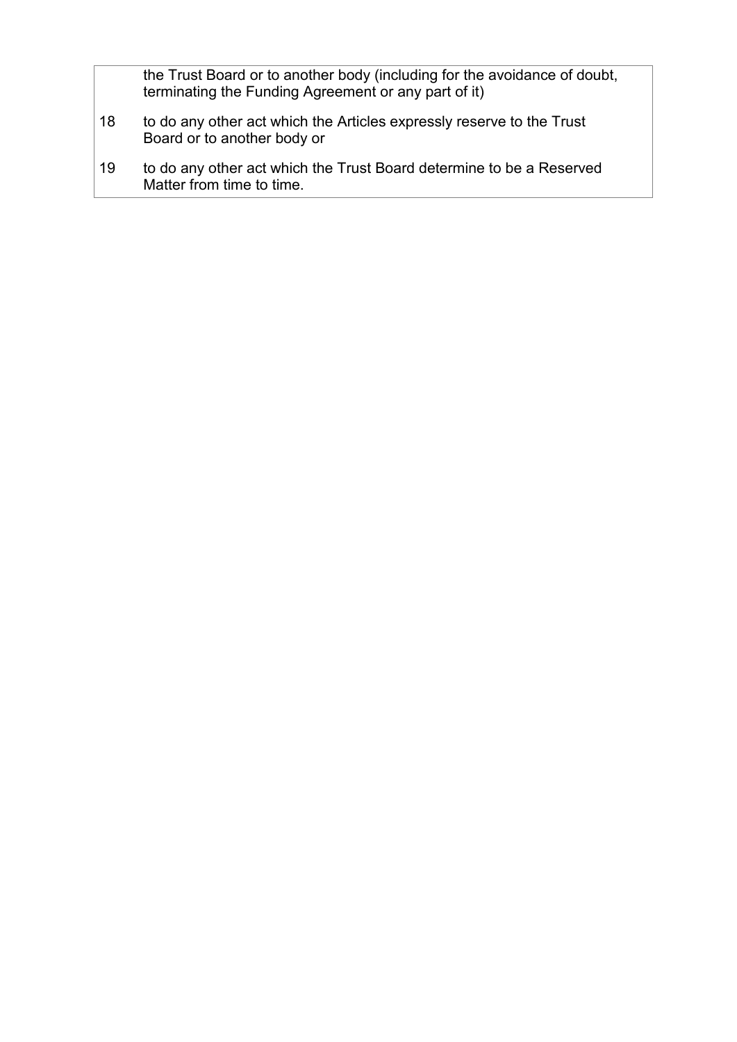| | |
|---|---|
| | the Trust Board or to another body (including for the avoidance of doubt, terminating the Funding Agreement or any part of it) |
| 18 | to do any other act which the Articles expressly reserve to the Trust Board or to another body or |
| 19 | to do any other act which the Trust Board determine to be a Reserved Matter from time to time. |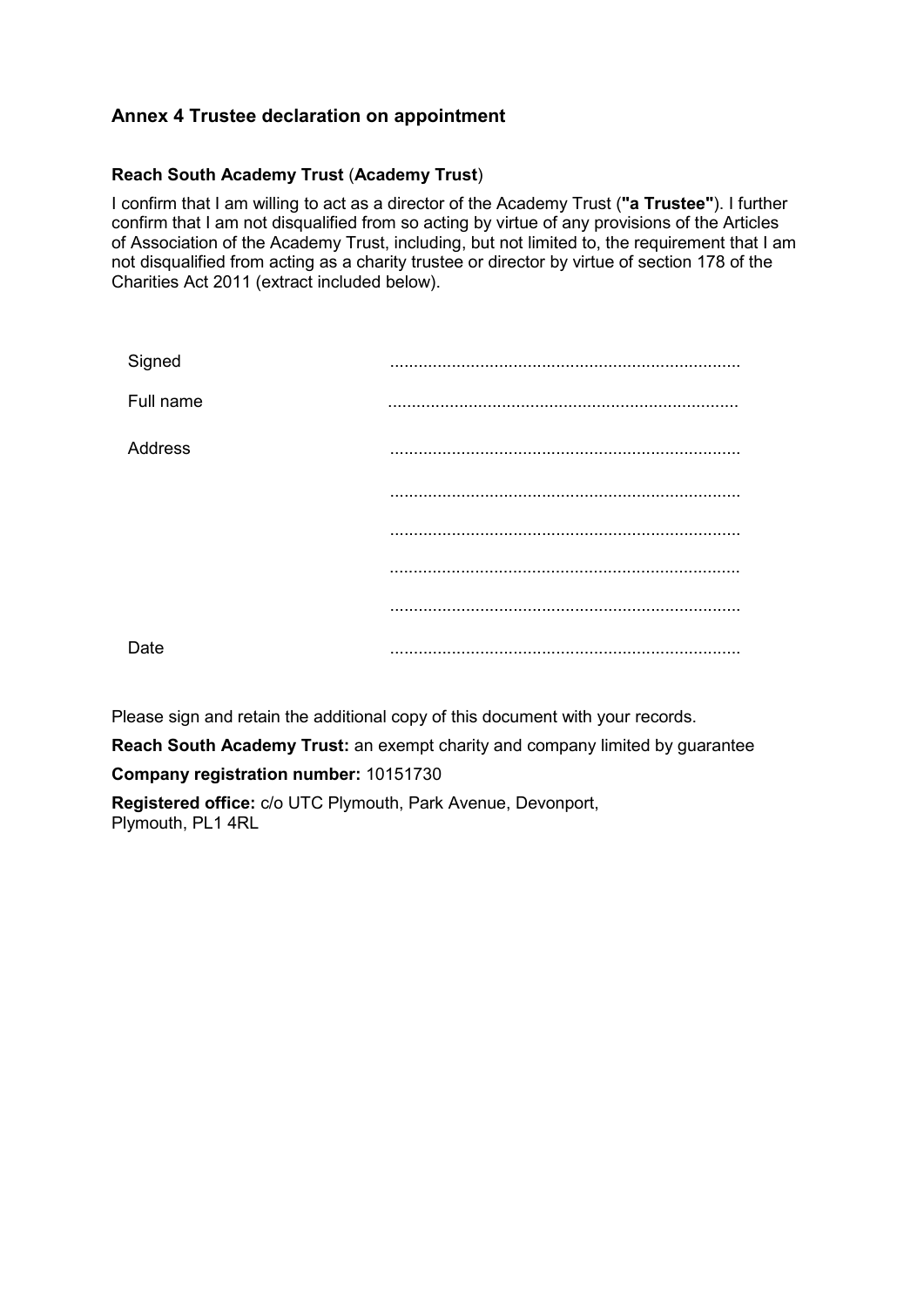## Annex 4 Trustee declaration on appointment

**Reach South Academy Trust** (**Academy Trust**)

I confirm that I am willing to act as a director of the Academy Trust (**"a Trustee"**). I further confirm that I am not disqualified from so acting by virtue of any provisions of the Articles of Association of the Academy Trust, including, but not limited to, the requirement that I am not disqualified from acting as a charity trustee or director by virtue of section 178 of the Charities Act 2011 (extract included below).

| | |
|---|---|
| Signed | .......................................................................... |
| Full name | .......................................................................... |
| Address | .......................................................................... |
| | .......................................................................... |
| | .......................................................................... |
| | .......................................................................... |
| | .......................................................................... |
| Date | .......................................................................... |

Please sign and retain the additional copy of this document with your records.

**Reach South Academy Trust:** an exempt charity and company limited by guarantee

**Company registration number:** 10151730

**Registered office:** c/o UTC Plymouth, Park Avenue, Devonport,
Plymouth, PL1 4RL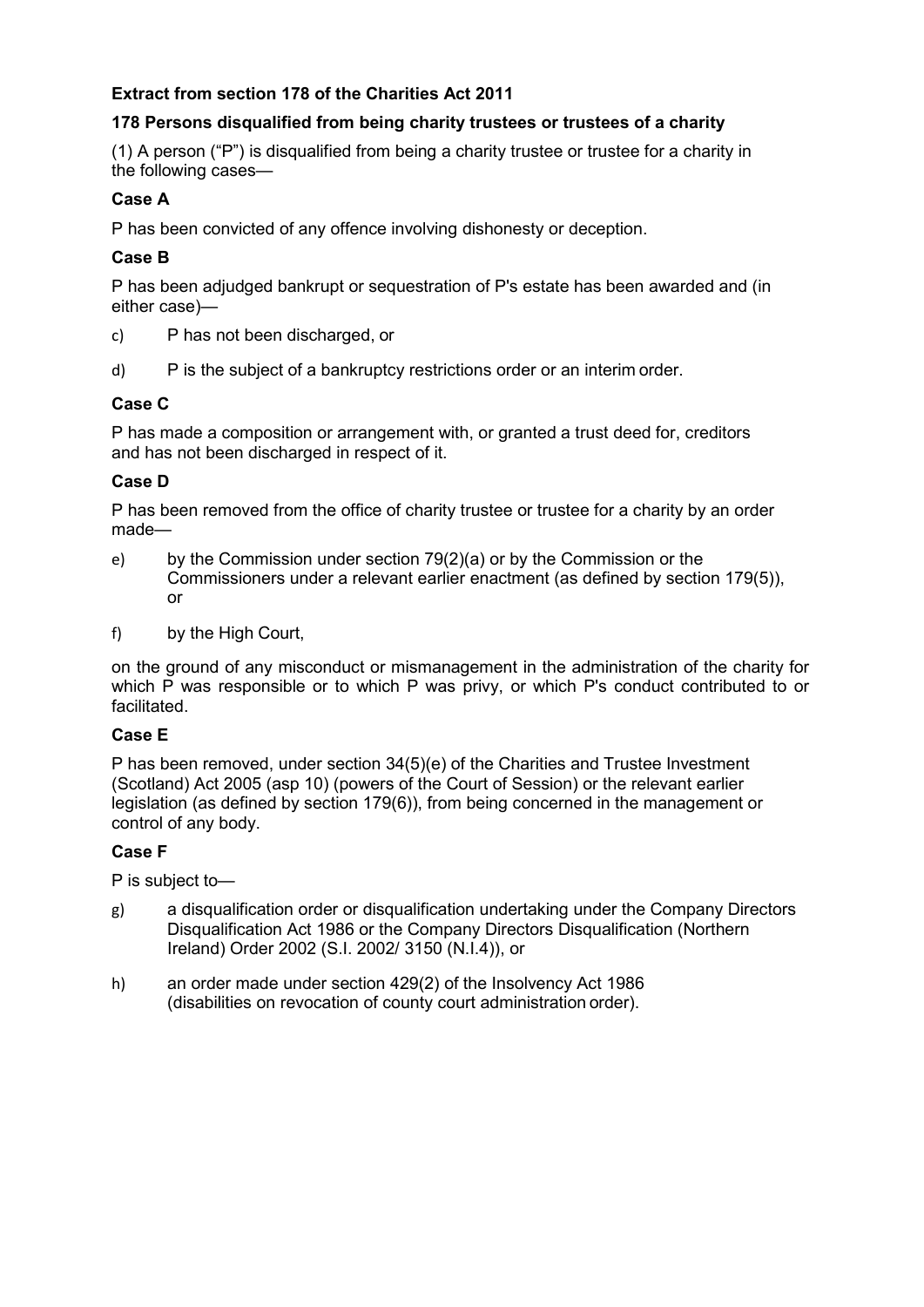**Extract from section 178 of the Charities Act 2011**

**178 Persons disqualified from being charity trustees or trustees of a charity**

(1) A person ("P") is disqualified from being a charity trustee or trustee for a charity in the following cases—

**Case A**

P has been convicted of any offence involving dishonesty or deception.

**Case B**

P has been adjudged bankrupt or sequestration of P's estate has been awarded and (in either case)—

c) P has not been discharged, or

d) P is the subject of a bankruptcy restrictions order or an interim order.

**Case C**

P has made a composition or arrangement with, or granted a trust deed for, creditors and has not been discharged in respect of it.

**Case D**

P has been removed from the office of charity trustee or trustee for a charity by an order made—

e) by the Commission under section 79(2)(a) or by the Commission or the Commissioners under a relevant earlier enactment (as defined by section 179(5)), or

f) by the High Court,

on the ground of any misconduct or mismanagement in the administration of the charity for which P was responsible or to which P was privy, or which P's conduct contributed to or facilitated.

**Case E**

P has been removed, under section 34(5)(e) of the Charities and Trustee Investment (Scotland) Act 2005 (asp 10) (powers of the Court of Session) or the relevant earlier legislation (as defined by section 179(6)), from being concerned in the management or control of any body.

**Case F**

P is subject to—

g) a disqualification order or disqualification undertaking under the Company Directors Disqualification Act 1986 or the Company Directors Disqualification (Northern Ireland) Order 2002 (S.I. 2002/ 3150 (N.I.4)), or

h) an order made under section 429(2) of the Insolvency Act 1986 (disabilities on revocation of county court administration order).